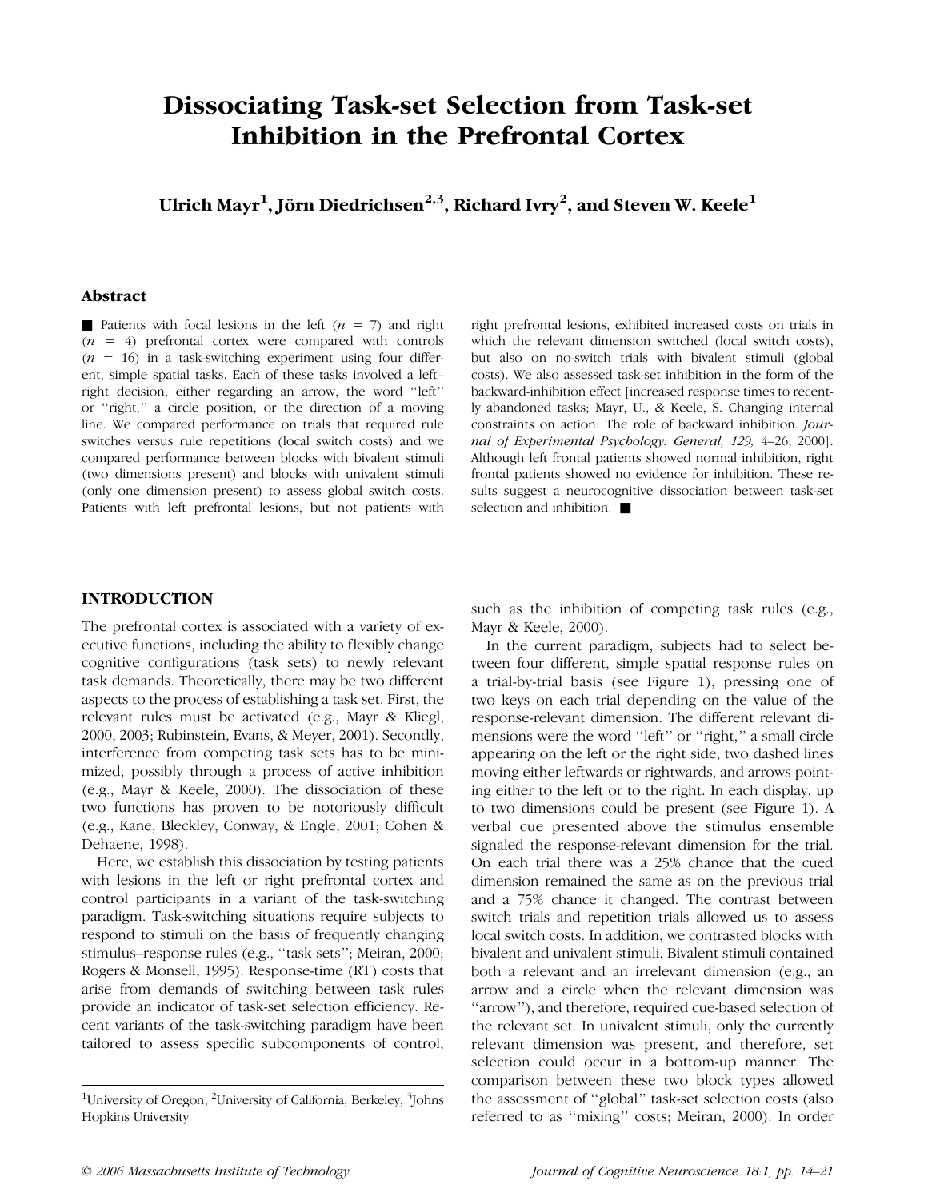# Dissociating Task-set Selection from Task-set Inhibition in the Prefrontal Cortex

**Ulrich Mayr[1], Jörn Diedrichsen[2,3], Richard Ivry[2], and Steven W. Keele[1]**

## Abstract

■ Patients with focal lesions in the left ($n$ = 7) and right ($n$ = 4) prefrontal cortex were compared with controls ($n$ = 16) in a task-switching experiment using four different, simple spatial tasks. Each of these tasks involved a left–right decision, either regarding an arrow, the word ''left'' or ''right,'' a circle position, or the direction of a moving line. We compared performance on trials that required rule switches versus rule repetitions (local switch costs) and we compared performance between blocks with bivalent stimuli (two dimensions present) and blocks with univalent stimuli (only one dimension present) to assess global switch costs. Patients with left prefrontal lesions, but not patients with right prefrontal lesions, exhibited increased costs on trials in which the relevant dimension switched (local switch costs), but also on no-switch trials with bivalent stimuli (global costs). We also assessed task-set inhibition in the form of the backward-inhibition effect [increased response times to recently abandoned tasks; Mayr, U., & Keele, S. Changing internal constraints on action: The role of backward inhibition. *Journal of Experimental Psychology: General, 129,* 4–26, 2000]. Although left frontal patients showed normal inhibition, right frontal patients showed no evidence for inhibition. These results suggest a neurocognitive dissociation between task-set selection and inhibition. ■

## INTRODUCTION

The prefrontal cortex is associated with a variety of executive functions, including the ability to flexibly change cognitive configurations (task sets) to newly relevant task demands. Theoretically, there may be two different aspects to the process of establishing a task set. First, the relevant rules must be activated (e.g., Mayr & Kliegl, 2000, 2003; Rubinstein, Evans, & Meyer, 2001). Secondly, interference from competing task sets has to be minimized, possibly through a process of active inhibition (e.g., Mayr & Keele, 2000). The dissociation of these two functions has proven to be notoriously difficult (e.g., Kane, Bleckley, Conway, & Engle, 2001; Cohen & Dehaene, 1998).

Here, we establish this dissociation by testing patients with lesions in the left or right prefrontal cortex and control participants in a variant of the task-switching paradigm. Task-switching situations require subjects to respond to stimuli on the basis of frequently changing stimulus–response rules (e.g., ''task sets''; Meiran, 2000; Rogers & Monsell, 1995). Response-time (RT) costs that arise from demands of switching between task rules provide an indicator of task-set selection efficiency. Recent variants of the task-switching paradigm have been tailored to assess specific subcomponents of control, such as the inhibition of competing task rules (e.g., Mayr & Keele, 2000).

In the current paradigm, subjects had to select between four different, simple spatial response rules on a trial-by-trial basis (see Figure 1), pressing one of two keys on each trial depending on the value of the response-relevant dimension. The different relevant dimensions were the word ''left'' or ''right,'' a small circle appearing on the left or the right side, two dashed lines moving either leftwards or rightwards, and arrows pointing either to the left or to the right. In each display, up to two dimensions could be present (see Figure 1). A verbal cue presented above the stimulus ensemble signaled the response-relevant dimension for the trial. On each trial there was a 25% chance that the cued dimension remained the same as on the previous trial and a 75% chance it changed. The contrast between switch trials and repetition trials allowed us to assess local switch costs. In addition, we contrasted blocks with bivalent and univalent stimuli. Bivalent stimuli contained both a relevant and an irrelevant dimension (e.g., an arrow and a circle when the relevant dimension was ''arrow''), and therefore, required cue-based selection of the relevant set. In univalent stimuli, only the currently relevant dimension was present, and therefore, set selection could occur in a bottom-up manner. The comparison between these two block types allowed the assessment of ''global'' task-set selection costs (also referred to as ''mixing'' costs; Meiran, 2000). In order

[1]University of Oregon, [2]University of California, Berkeley, [3]Johns Hopkins University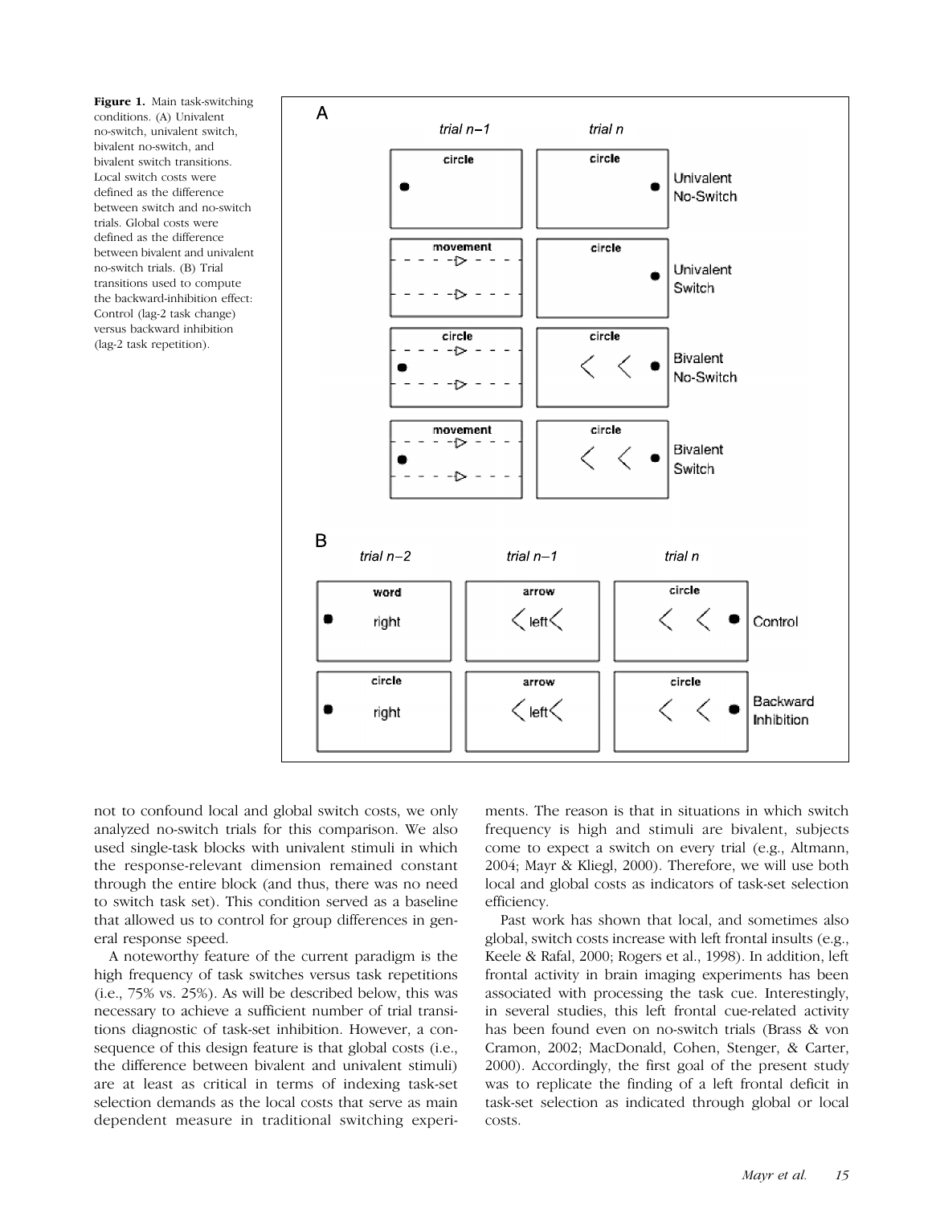**Figure 1.** Main task-switching conditions. (A) Univalent no-switch, univalent switch, bivalent no-switch, and bivalent switch transitions. Local switch costs were defined as the difference between switch and no-switch trials. Global costs were defined as the difference between bivalent and univalent no-switch trials. (B) Trial transitions used to compute the backward-inhibition effect: Control (lag-2 task change) versus backward inhibition (lag-2 task repetition).

not to confound local and global switch costs, we only analyzed no-switch trials for this comparison. We also used single-task blocks with univalent stimuli in which the response-relevant dimension remained constant through the entire block (and thus, there was no need to switch task set). This condition served as a baseline that allowed us to control for group differences in general response speed.

A noteworthy feature of the current paradigm is the high frequency of task switches versus task repetitions (i.e., 75% vs. 25%). As will be described below, this was necessary to achieve a sufficient number of trial transitions diagnostic of task-set inhibition. However, a consequence of this design feature is that global costs (i.e., the difference between bivalent and univalent stimuli) are at least as critical in terms of indexing task-set selection demands as the local costs that serve as main dependent measure in traditional switching experiments. The reason is that in situations in which switch frequency is high and stimuli are bivalent, subjects come to expect a switch on every trial (e.g., Altmann, 2004; Mayr & Kliegl, 2000). Therefore, we will use both local and global costs as indicators of task-set selection efficiency.

Past work has shown that local, and sometimes also global, switch costs increase with left frontal insults (e.g., Keele & Rafal, 2000; Rogers et al., 1998). In addition, left frontal activity in brain imaging experiments has been associated with processing the task cue. Interestingly, in several studies, this left frontal cue-related activity has been found even on no-switch trials (Brass & von Cramon, 2002; MacDonald, Cohen, Stenger, & Carter, 2000). Accordingly, the first goal of the present study was to replicate the finding of a left frontal deficit in task-set selection as indicated through global or local costs.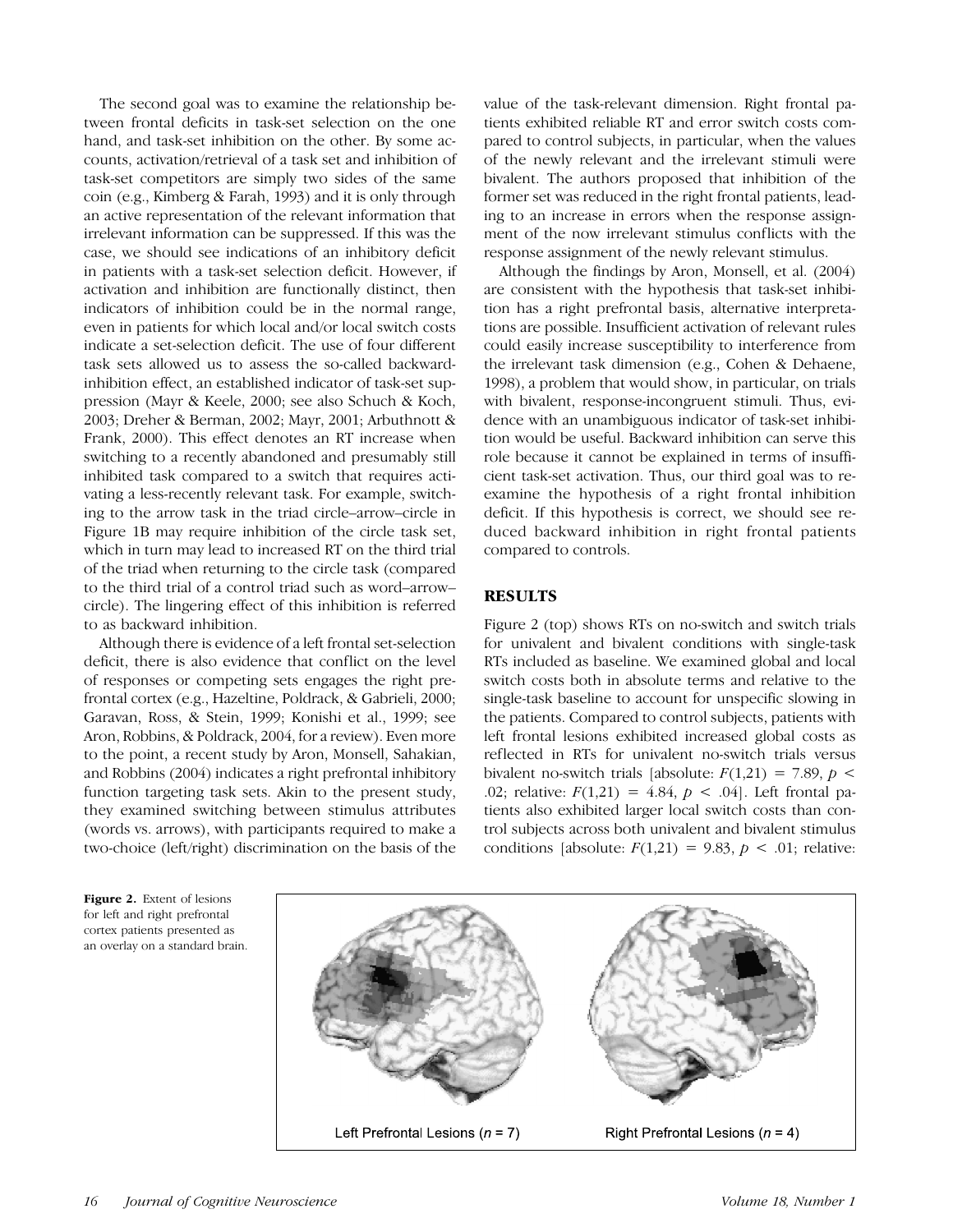The second goal was to examine the relationship between frontal deficits in task-set selection on the one hand, and task-set inhibition on the other. By some accounts, activation/retrieval of a task set and inhibition of task-set competitors are simply two sides of the same coin (e.g., Kimberg & Farah, 1993) and it is only through an active representation of the relevant information that irrelevant information can be suppressed. If this was the case, we should see indications of an inhibitory deficit in patients with a task-set selection deficit. However, if activation and inhibition are functionally distinct, then indicators of inhibition could be in the normal range, even in patients for which local and/or local switch costs indicate a set-selection deficit. The use of four different task sets allowed us to assess the so-called backward-inhibition effect, an established indicator of task-set suppression (Mayr & Keele, 2000; see also Schuch & Koch, 2003; Dreher & Berman, 2002; Mayr, 2001; Arbuthnott & Frank, 2000). This effect denotes an RT increase when switching to a recently abandoned and presumably still inhibited task compared to a switch that requires activating a less-recently relevant task. For example, switching to the arrow task in the triad circle–arrow–circle in Figure 1B may require inhibition of the circle task set, which in turn may lead to increased RT on the third trial of the triad when returning to the circle task (compared to the third trial of a control triad such as word–arrow–circle). The lingering effect of this inhibition is referred to as backward inhibition.

Although there is evidence of a left frontal set-selection deficit, there is also evidence that conflict on the level of responses or competing sets engages the right prefrontal cortex (e.g., Hazeltine, Poldrack, & Gabrieli, 2000; Garavan, Ross, & Stein, 1999; Konishi et al., 1999; see Aron, Robbins, & Poldrack, 2004, for a review). Even more to the point, a recent study by Aron, Monsell, Sahakian, and Robbins (2004) indicates a right prefrontal inhibitory function targeting task sets. Akin to the present study, they examined switching between stimulus attributes (words vs. arrows), with participants required to make a two-choice (left/right) discrimination on the basis of the value of the task-relevant dimension. Right frontal patients exhibited reliable RT and error switch costs compared to control subjects, in particular, when the values of the newly relevant and the irrelevant stimuli were bivalent. The authors proposed that inhibition of the former set was reduced in the right frontal patients, leading to an increase in errors when the response assignment of the now irrelevant stimulus conflicts with the response assignment of the newly relevant stimulus.

Although the findings by Aron, Monsell, et al. (2004) are consistent with the hypothesis that task-set inhibition has a right prefrontal basis, alternative interpretations are possible. Insufficient activation of relevant rules could easily increase susceptibility to interference from the irrelevant task dimension (e.g., Cohen & Dehaene, 1998), a problem that would show, in particular, on trials with bivalent, response-incongruent stimuli. Thus, evidence with an unambiguous indicator of task-set inhibition would be useful. Backward inhibition can serve this role because it cannot be explained in terms of insufficient task-set activation. Thus, our third goal was to reexamine the hypothesis of a right frontal inhibition deficit. If this hypothesis is correct, we should see reduced backward inhibition in right frontal patients compared to controls.

## RESULTS

Figure 2 (top) shows RTs on no-switch and switch trials for univalent and bivalent conditions with single-task RTs included as baseline. We examined global and local switch costs both in absolute terms and relative to the single-task baseline to account for unspecific slowing in the patients. Compared to control subjects, patients with left frontal lesions exhibited increased global costs as reflected in RTs for univalent no-switch trials versus bivalent no-switch trials [absolute: $F(1,21) = 7.89$, $p < .02$; relative: $F(1,21) = 4.84$, $p < .04$]. Left frontal patients also exhibited larger local switch costs than control subjects across both univalent and bivalent stimulus conditions [absolute: $F(1,21) = 9.83$, $p < .01$; relative:

**Figure 2.** Extent of lesions for left and right prefrontal cortex patients presented as an overlay on a standard brain.

Left Prefrontal Lesions ($n = 7$) Right Prefrontal Lesions ($n = 4$)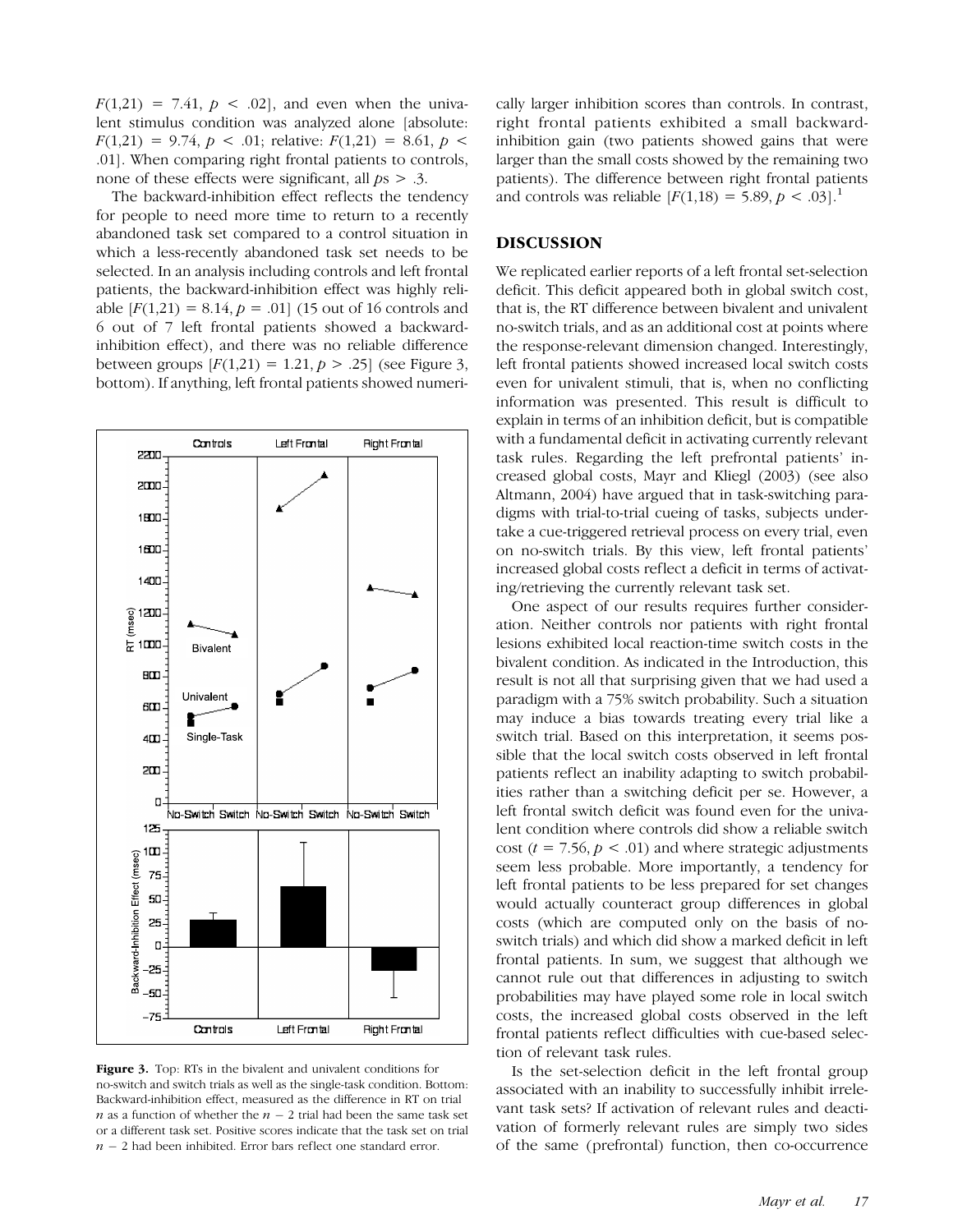$F(1,21) = 7.41$, $p < .02$], and even when the univalent stimulus condition was analyzed alone [absolute: $F(1,21) = 9.74$, $p < .01$; relative: $F(1,21) = 8.61$, $p < .01$]. When comparing right frontal patients to controls, none of these effects were significant, all $ps > .3$.

The backward-inhibition effect reflects the tendency for people to need more time to return to a recently abandoned task set compared to a control situation in which a less-recently abandoned task set needs to be selected. In an analysis including controls and left frontal patients, the backward-inhibition effect was highly reliable [$F(1,21) = 8.14$, $p = .01$] (15 out of 16 controls and 6 out of 7 left frontal patients showed a backward-inhibition effect), and there was no reliable difference between groups [$F(1,21) = 1.21$, $p > .25$] (see Figure 3, bottom). If anything, left frontal patients showed numerically larger inhibition scores than controls. In contrast, right frontal patients exhibited a small backward-inhibition gain (two patients showed gains that were larger than the small costs showed by the remaining two patients). The difference between right frontal patients and controls was reliable [$F(1,18) = 5.89$, $p < .03$].[1]

**Figure 3.** Top: RTs in the bivalent and univalent conditions for no-switch and switch trials as well as the single-task condition. Bottom: Backward-inhibition effect, measured as the difference in RT on trial $n$ as a function of whether the $n - 2$ trial had been the same task set or a different task set. Positive scores indicate that the task set on trial $n - 2$ had been inhibited. Error bars reflect one standard error.

## DISCUSSION

We replicated earlier reports of a left frontal set-selection deficit. This deficit appeared both in global switch cost, that is, the RT difference between bivalent and univalent no-switch trials, and as an additional cost at points where the response-relevant dimension changed. Interestingly, left frontal patients showed increased local switch costs even for univalent stimuli, that is, when no conflicting information was presented. This result is difficult to explain in terms of an inhibition deficit, but is compatible with a fundamental deficit in activating currently relevant task rules. Regarding the left prefrontal patients' increased global costs, Mayr and Kliegl (2003) (see also Altmann, 2004) have argued that in task-switching paradigms with trial-to-trial cueing of tasks, subjects undertake a cue-triggered retrieval process on every trial, even on no-switch trials. By this view, left frontal patients' increased global costs reflect a deficit in terms of activating/retrieving the currently relevant task set.

One aspect of our results requires further consideration. Neither controls nor patients with right frontal lesions exhibited local reaction-time switch costs in the bivalent condition. As indicated in the Introduction, this result is not all that surprising given that we had used a paradigm with a 75% switch probability. Such a situation may induce a bias towards treating every trial like a switch trial. Based on this interpretation, it seems possible that the local switch costs observed in left frontal patients reflect an inability adapting to switch probabilities rather than a switching deficit per se. However, a left frontal switch deficit was found even for the univalent condition where controls did show a reliable switch cost ($t = 7.56$, $p < .01$) and where strategic adjustments seem less probable. More importantly, a tendency for left frontal patients to be less prepared for set changes would actually counteract group differences in global costs (which are computed only on the basis of no-switch trials) and which did show a marked deficit in left frontal patients. In sum, we suggest that although we cannot rule out that differences in adjusting to switch probabilities may have played some role in local switch costs, the increased global costs observed in the left frontal patients reflect difficulties with cue-based selection of relevant task rules.

Is the set-selection deficit in the left frontal group associated with an inability to successfully inhibit irrelevant task sets? If activation of relevant rules and deactivation of formerly relevant rules are simply two sides of the same (prefrontal) function, then co-occurrence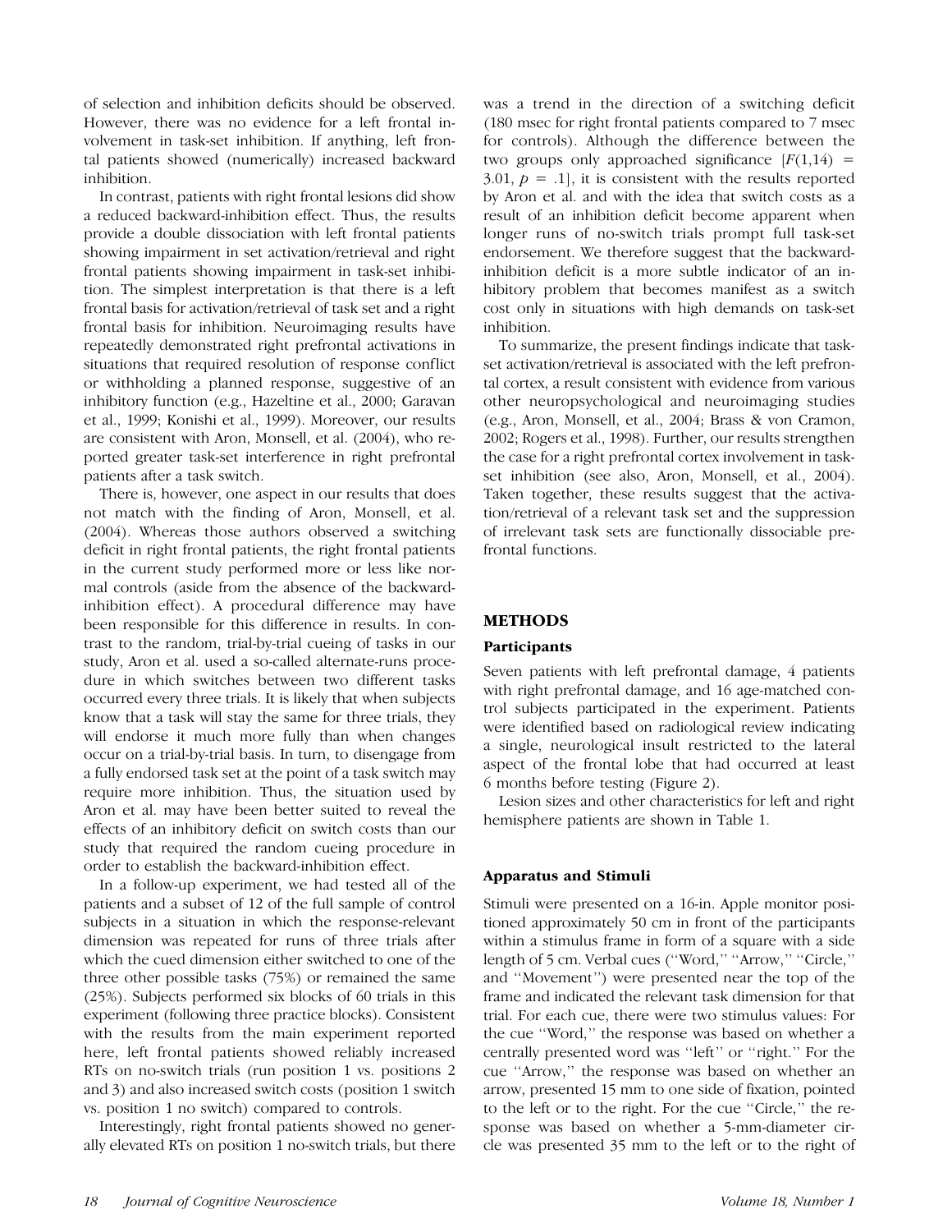of selection and inhibition deficits should be observed. However, there was no evidence for a left frontal involvement in task-set inhibition. If anything, left frontal patients showed (numerically) increased backward inhibition.

In contrast, patients with right frontal lesions did show a reduced backward-inhibition effect. Thus, the results provide a double dissociation with left frontal patients showing impairment in set activation/retrieval and right frontal patients showing impairment in task-set inhibition. The simplest interpretation is that there is a left frontal basis for activation/retrieval of task set and a right frontal basis for inhibition. Neuroimaging results have repeatedly demonstrated right prefrontal activations in situations that required resolution of response conflict or withholding a planned response, suggestive of an inhibitory function (e.g., Hazeltine et al., 2000; Garavan et al., 1999; Konishi et al., 1999). Moreover, our results are consistent with Aron, Monsell, et al. (2004), who reported greater task-set interference in right prefrontal patients after a task switch.

There is, however, one aspect in our results that does not match with the finding of Aron, Monsell, et al. (2004). Whereas those authors observed a switching deficit in right frontal patients, the right frontal patients in the current study performed more or less like normal controls (aside from the absence of the backward-inhibition effect). A procedural difference may have been responsible for this difference in results. In contrast to the random, trial-by-trial cueing of tasks in our study, Aron et al. used a so-called alternate-runs procedure in which switches between two different tasks occurred every three trials. It is likely that when subjects know that a task will stay the same for three trials, they will endorse it much more fully than when changes occur on a trial-by-trial basis. In turn, to disengage from a fully endorsed task set at the point of a task switch may require more inhibition. Thus, the situation used by Aron et al. may have been better suited to reveal the effects of an inhibitory deficit on switch costs than our study that required the random cueing procedure in order to establish the backward-inhibition effect.

In a follow-up experiment, we had tested all of the patients and a subset of 12 of the full sample of control subjects in a situation in which the response-relevant dimension was repeated for runs of three trials after which the cued dimension either switched to one of the three other possible tasks (75%) or remained the same (25%). Subjects performed six blocks of 60 trials in this experiment (following three practice blocks). Consistent with the results from the main experiment reported here, left frontal patients showed reliably increased RTs on no-switch trials (run position 1 vs. positions 2 and 3) and also increased switch costs (position 1 switch vs. position 1 no switch) compared to controls.

Interestingly, right frontal patients showed no generally elevated RTs on position 1 no-switch trials, but there was a trend in the direction of a switching deficit (180 msec for right frontal patients compared to 7 msec for controls). Although the difference between the two groups only approached significance [$F(1,14) = 3.01$, $p = .1$], it is consistent with the results reported by Aron et al. and with the idea that switch costs as a result of an inhibition deficit become apparent when longer runs of no-switch trials prompt full task-set endorsement. We therefore suggest that the backward-inhibition deficit is a more subtle indicator of an inhibitory problem that becomes manifest as a switch cost only in situations with high demands on task-set inhibition.

To summarize, the present findings indicate that task-set activation/retrieval is associated with the left prefrontal cortex, a result consistent with evidence from various other neuropsychological and neuroimaging studies (e.g., Aron, Monsell, et al., 2004; Brass & von Cramon, 2002; Rogers et al., 1998). Further, our results strengthen the case for a right prefrontal cortex involvement in task-set inhibition (see also, Aron, Monsell, et al., 2004). Taken together, these results suggest that the activation/retrieval of a relevant task set and the suppression of irrelevant task sets are functionally dissociable prefrontal functions.

## METHODS

### Participants

Seven patients with left prefrontal damage, 4 patients with right prefrontal damage, and 16 age-matched control subjects participated in the experiment. Patients were identified based on radiological review indicating a single, neurological insult restricted to the lateral aspect of the frontal lobe that had occurred at least 6 months before testing (Figure 2).

Lesion sizes and other characteristics for left and right hemisphere patients are shown in Table 1.

### Apparatus and Stimuli

Stimuli were presented on a 16-in. Apple monitor positioned approximately 50 cm in front of the participants within a stimulus frame in form of a square with a side length of 5 cm. Verbal cues (''Word,'' ''Arrow,'' ''Circle,'' and ''Movement'') were presented near the top of the frame and indicated the relevant task dimension for that trial. For each cue, there were two stimulus values: For the cue ''Word,'' the response was based on whether a centrally presented word was ''left'' or ''right.'' For the cue ''Arrow,'' the response was based on whether an arrow, presented 15 mm to one side of fixation, pointed to the left or to the right. For the cue ''Circle,'' the response was based on whether a 5-mm-diameter circle was presented 35 mm to the left or to the right of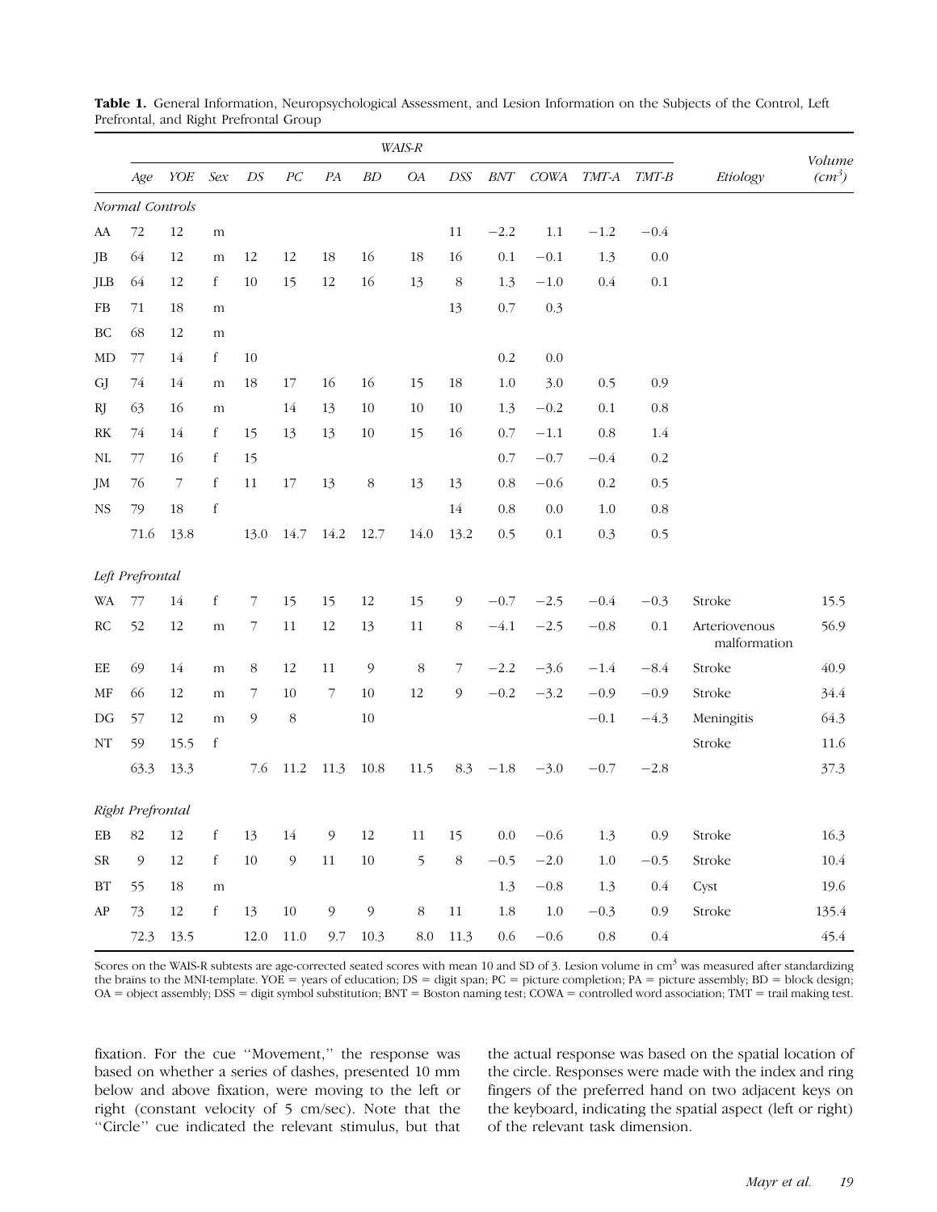**Table 1.** General Information, Neuropsychological Assessment, and Lesion Information on the Subjects of the Control, Left Prefrontal, and Right Prefrontal Group

| | | | | *WAIS-R* | | | | | | | | | | | |
|---|---|---|---|---|---|---|---|---|---|---|---|---|---|---|---|
| | *Age* | *YOE* | *Sex* | *DS* | *PC* | *PA* | *BD* | *OA* | *DSS* | *BNT* | *COWA* | *TMT-A* | *TMT-B* | *Etiology* | *Volume ($cm^3$)* |
| *Normal Controls* | | | | | | | | | | | | | | | |
| AA | 72 | 12 | m | | | | | | 11 | −2.2 | 1.1 | −1.2 | −0.4 | | |
| JB | 64 | 12 | m | 12 | 12 | 18 | 16 | 18 | 16 | 0.1 | −0.1 | 1.3 | 0.0 | | |
| JLB | 64 | 12 | f | 10 | 15 | 12 | 16 | 13 | 8 | 1.3 | −1.0 | 0.4 | 0.1 | | |
| FB | 71 | 18 | m | | | | | | 13 | 0.7 | 0.3 | | | | |
| BC | 68 | 12 | m | | | | | | | | | | | | |
| MD | 77 | 14 | f | 10 | | | | | | 0.2 | 0.0 | | | | |
| GJ | 74 | 14 | m | 18 | 17 | 16 | 16 | 15 | 18 | 1.0 | 3.0 | 0.5 | 0.9 | | |
| RJ | 63 | 16 | m | | 14 | 13 | 10 | 10 | 10 | 1.3 | −0.2 | 0.1 | 0.8 | | |
| RK | 74 | 14 | f | 15 | 13 | 13 | 10 | 15 | 16 | 0.7 | −1.1 | 0.8 | 1.4 | | |
| NL | 77 | 16 | f | 15 | | | | | | 0.7 | −0.7 | −0.4 | 0.2 | | |
| JM | 76 | 7 | f | 11 | 17 | 13 | 8 | 13 | 13 | 0.8 | −0.6 | 0.2 | 0.5 | | |
| NS | 79 | 18 | f | | | | | | 14 | 0.8 | 0.0 | 1.0 | 0.8 | | |
| | 71.6 | 13.8 | | 13.0 | 14.7 | 14.2 | 12.7 | 14.0 | 13.2 | 0.5 | 0.1 | 0.3 | 0.5 | | |
| *Left Prefrontal* | | | | | | | | | | | | | | | |
| WA | 77 | 14 | f | 7 | 15 | 15 | 12 | 15 | 9 | −0.7 | −2.5 | −0.4 | −0.3 | Stroke | 15.5 |
| RC | 52 | 12 | m | 7 | 11 | 12 | 13 | 11 | 8 | −4.1 | −2.5 | −0.8 | 0.1 | Arteriovenous malformation | 56.9 |
| EE | 69 | 14 | m | 8 | 12 | 11 | 9 | 8 | 7 | −2.2 | −3.6 | −1.4 | −8.4 | Stroke | 40.9 |
| MF | 66 | 12 | m | 7 | 10 | 7 | 10 | 12 | 9 | −0.2 | −3.2 | −0.9 | −0.9 | Stroke | 34.4 |
| DG | 57 | 12 | m | 9 | 8 | | 10 | | | | | −0.1 | −4.3 | Meningitis | 64.3 |
| NT | 59 | 15.5 | f | | | | | | | | | | | Stroke | 11.6 |
| | 63.3 | 13.3 | | 7.6 | 11.2 | 11.3 | 10.8 | 11.5 | 8.3 | −1.8 | −3.0 | −0.7 | −2.8 | | 37.3 |
| *Right Prefrontal* | | | | | | | | | | | | | | | |
| EB | 82 | 12 | f | 13 | 14 | 9 | 12 | 11 | 15 | 0.0 | −0.6 | 1.3 | 0.9 | Stroke | 16.3 |
| SR | 9 | 12 | f | 10 | 9 | 11 | 10 | 5 | 8 | −0.5 | −2.0 | 1.0 | −0.5 | Stroke | 10.4 |
| BT | 55 | 18 | m | | | | | | | 1.3 | −0.8 | 1.3 | 0.4 | Cyst | 19.6 |
| AP | 73 | 12 | f | 13 | 10 | 9 | 9 | 8 | 11 | 1.8 | 1.0 | −0.3 | 0.9 | Stroke | 135.4 |
| | 72.3 | 13.5 | | 12.0 | 11.0 | 9.7 | 10.3 | 8.0 | 11.3 | 0.6 | −0.6 | 0.8 | 0.4 | | 45.4 |

Scores on the WAIS-R subtests are age-corrected seated scores with mean 10 and SD of 3. Lesion volume in $cm^3$ was measured after standardizing the brains to the MNI-template. YOE = years of education; DS = digit span; PC = picture completion; PA = picture assembly; BD = block design; OA = object assembly; DSS = digit symbol substitution; BNT = Boston naming test; COWA = controlled word association; TMT = trail making test.

fixation. For the cue "Movement," the response was based on whether a series of dashes, presented 10 mm below and above fixation, were moving to the left or right (constant velocity of 5 cm/sec). Note that the "Circle" cue indicated the relevant stimulus, but that the actual response was based on the spatial location of the circle. Responses were made with the index and ring fingers of the preferred hand on two adjacent keys on the keyboard, indicating the spatial aspect (left or right) of the relevant task dimension.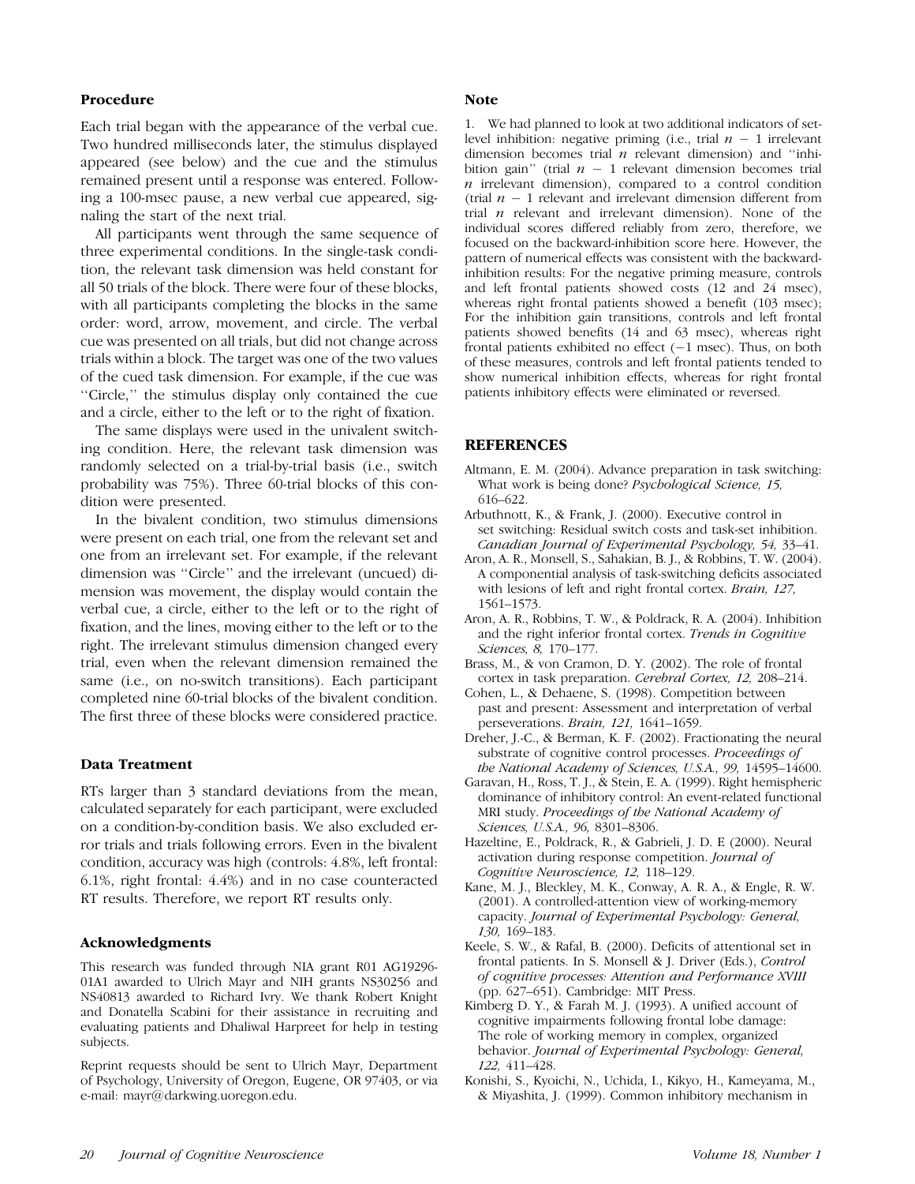### Procedure

Each trial began with the appearance of the verbal cue. Two hundred milliseconds later, the stimulus displayed appeared (see below) and the cue and the stimulus remained present until a response was entered. Following a 100-msec pause, a new verbal cue appeared, signaling the start of the next trial.

All participants went through the same sequence of three experimental conditions. In the single-task condition, the relevant task dimension was held constant for all 50 trials of the block. There were four of these blocks, with all participants completing the blocks in the same order: word, arrow, movement, and circle. The verbal cue was presented on all trials, but did not change across trials within a block. The target was one of the two values of the cued task dimension. For example, if the cue was "Circle," the stimulus display only contained the cue and a circle, either to the left or to the right of fixation.

The same displays were used in the univalent switching condition. Here, the relevant task dimension was randomly selected on a trial-by-trial basis (i.e., switch probability was 75%). Three 60-trial blocks of this condition were presented.

In the bivalent condition, two stimulus dimensions were present on each trial, one from the relevant set and one from an irrelevant set. For example, if the relevant dimension was "Circle" and the irrelevant (uncued) dimension was movement, the display would contain the verbal cue, a circle, either to the left or to the right of fixation, and the lines, moving either to the left or to the right. The irrelevant stimulus dimension changed every trial, even when the relevant dimension remained the same (i.e., on no-switch transitions). Each participant completed nine 60-trial blocks of the bivalent condition. The first three of these blocks were considered practice.

### Data Treatment

RTs larger than 3 standard deviations from the mean, calculated separately for each participant, were excluded on a condition-by-condition basis. We also excluded error trials and trials following errors. Even in the bivalent condition, accuracy was high (controls: 4.8%, left frontal: 6.1%, right frontal: 4.4%) and in no case counteracted RT results. Therefore, we report RT results only.

### Acknowledgments

This research was funded through NIA grant R01 AG19296-01A1 awarded to Ulrich Mayr and NIH grants NS30256 and NS40813 awarded to Richard Ivry. We thank Robert Knight and Donatella Scabini for their assistance in recruiting and evaluating patients and Dhaliwal Harpreet for help in testing subjects.

Reprint requests should be sent to Ulrich Mayr, Department of Psychology, University of Oregon, Eugene, OR 97403, or via e-mail: mayr@darkwing.uoregon.edu.

### Note

1. We had planned to look at two additional indicators of set-level inhibition: negative priming (i.e., trial $n - 1$ irrelevant dimension becomes trial $n$ relevant dimension) and "inhibition gain" (trial $n - 1$ relevant dimension becomes trial $n$ irrelevant dimension), compared to a control condition (trial $n - 1$ relevant and irrelevant dimension different from trial $n$ relevant and irrelevant dimension). None of the individual scores differed reliably from zero, therefore, we focused on the backward-inhibition score here. However, the pattern of numerical effects was consistent with the backward-inhibition results: For the negative priming measure, controls and left frontal patients showed costs (12 and 24 msec), whereas right frontal patients showed a benefit (103 msec); For the inhibition gain transitions, controls and left frontal patients showed benefits (14 and 63 msec), whereas right frontal patients exhibited no effect ($-1$ msec). Thus, on both of these measures, controls and left frontal patients tended to show numerical inhibition effects, whereas for right frontal patients inhibitory effects were eliminated or reversed.

## REFERENCES

Altmann, E. M. (2004). Advance preparation in task switching: What work is being done? *Psychological Science, 15,* 616–622.

Arbuthnott, K., & Frank, J. (2000). Executive control in set switching: Residual switch costs and task-set inhibition. *Canadian Journal of Experimental Psychology, 54,* 33–41.

Aron, A. R., Monsell, S., Sahakian, B. J., & Robbins, T. W. (2004). A componential analysis of task-switching deficits associated with lesions of left and right frontal cortex. *Brain, 127,* 1561–1573.

Aron, A. R., Robbins, T. W., & Poldrack, R. A. (2004). Inhibition and the right inferior frontal cortex. *Trends in Cognitive Sciences, 8,* 170–177.

Brass, M., & von Cramon, D. Y. (2002). The role of frontal cortex in task preparation. *Cerebral Cortex, 12,* 208–214.

Cohen, L., & Dehaene, S. (1998). Competition between past and present: Assessment and interpretation of verbal perseverations. *Brain, 121,* 1641–1659.

Dreher, J.-C., & Berman, K. F. (2002). Fractionating the neural substrate of cognitive control processes. *Proceedings of the National Academy of Sciences, U.S.A., 99,* 14595–14600.

Garavan, H., Ross, T. J., & Stein, E. A. (1999). Right hemispheric dominance of inhibitory control: An event-related functional MRI study. *Proceedings of the National Academy of Sciences, U.S.A., 96,* 8301–8306.

Hazeltine, E., Poldrack, R., & Gabrieli, J. D. E (2000). Neural activation during response competition. *Journal of Cognitive Neuroscience, 12,* 118–129.

Kane, M. J., Bleckley, M. K., Conway, A. R. A., & Engle, R. W. (2001). A controlled-attention view of working-memory capacity. *Journal of Experimental Psychology: General, 130,* 169–183.

Keele, S. W., & Rafal, B. (2000). Deficits of attentional set in frontal patients. In S. Monsell & J. Driver (Eds.), *Control of cognitive processes: Attention and Performance XVIII* (pp. 627–651). Cambridge: MIT Press.

Kimberg D. Y., & Farah M. J. (1993). A unified account of cognitive impairments following frontal lobe damage: The role of working memory in complex, organized behavior. *Journal of Experimental Psychology: General, 122,* 411–428.

Konishi, S., Kyoichi, N., Uchida, I., Kikyo, H., Kameyama, M., & Miyashita, J. (1999). Common inhibitory mechanism in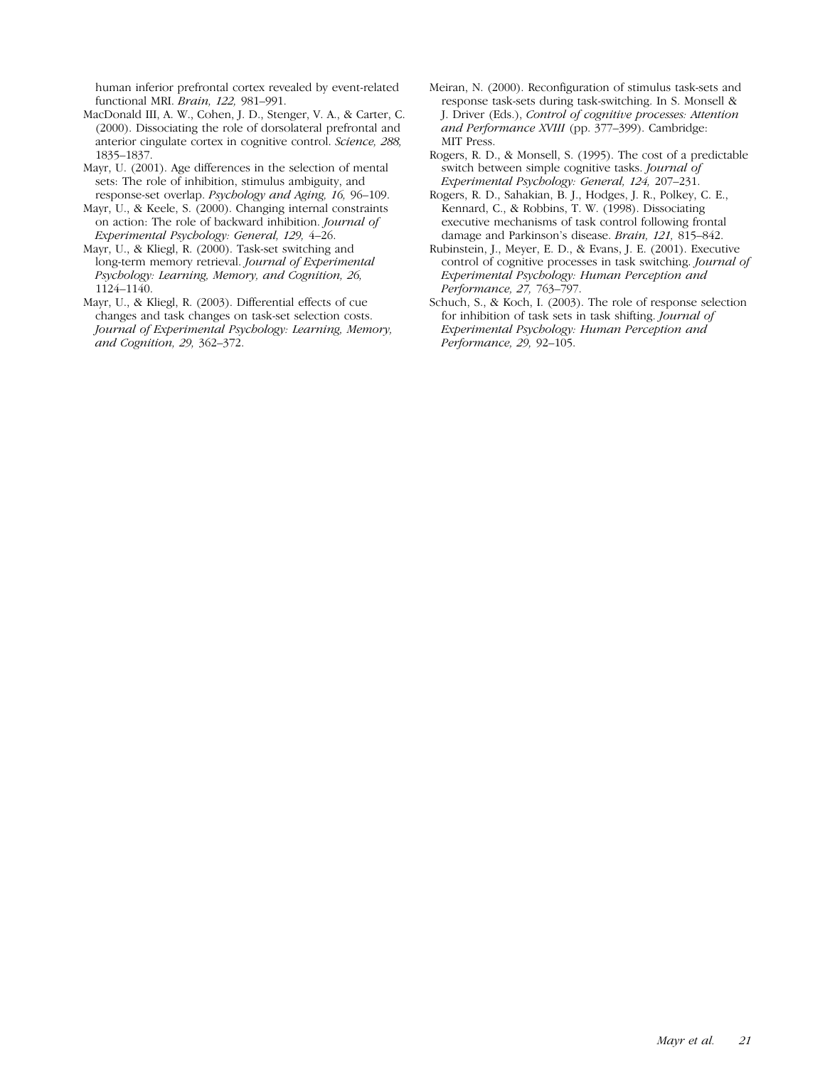human inferior prefrontal cortex revealed by event-related functional MRI. *Brain, 122,* 981–991.

MacDonald III, A. W., Cohen, J. D., Stenger, V. A., & Carter, C. (2000). Dissociating the role of dorsolateral prefrontal and anterior cingulate cortex in cognitive control. *Science, 288,* 1835–1837.

Mayr, U. (2001). Age differences in the selection of mental sets: The role of inhibition, stimulus ambiguity, and response-set overlap. *Psychology and Aging, 16,* 96–109.

Mayr, U., & Keele, S. (2000). Changing internal constraints on action: The role of backward inhibition. *Journal of Experimental Psychology: General, 129,* 4–26.

Mayr, U., & Kliegl, R. (2000). Task-set switching and long-term memory retrieval. *Journal of Experimental Psychology: Learning, Memory, and Cognition, 26,* 1124–1140.

Mayr, U., & Kliegl, R. (2003). Differential effects of cue changes and task changes on task-set selection costs. *Journal of Experimental Psychology: Learning, Memory, and Cognition, 29,* 362–372.

Meiran, N. (2000). Reconfiguration of stimulus task-sets and response task-sets during task-switching. In S. Monsell & J. Driver (Eds.), *Control of cognitive processes: Attention and Performance XVIII* (pp. 377–399). Cambridge: MIT Press.

Rogers, R. D., & Monsell, S. (1995). The cost of a predictable switch between simple cognitive tasks. *Journal of Experimental Psychology: General, 124,* 207–231.

Rogers, R. D., Sahakian, B. J., Hodges, J. R., Polkey, C. E., Kennard, C., & Robbins, T. W. (1998). Dissociating executive mechanisms of task control following frontal damage and Parkinson's disease. *Brain, 121,* 815–842.

Rubinstein, J., Meyer, E. D., & Evans, J. E. (2001). Executive control of cognitive processes in task switching. *Journal of Experimental Psychology: Human Perception and Performance, 27,* 763–797.

Schuch, S., & Koch, I. (2003). The role of response selection for inhibition of task sets in task shifting. *Journal of Experimental Psychology: Human Perception and Performance, 29,* 92–105.